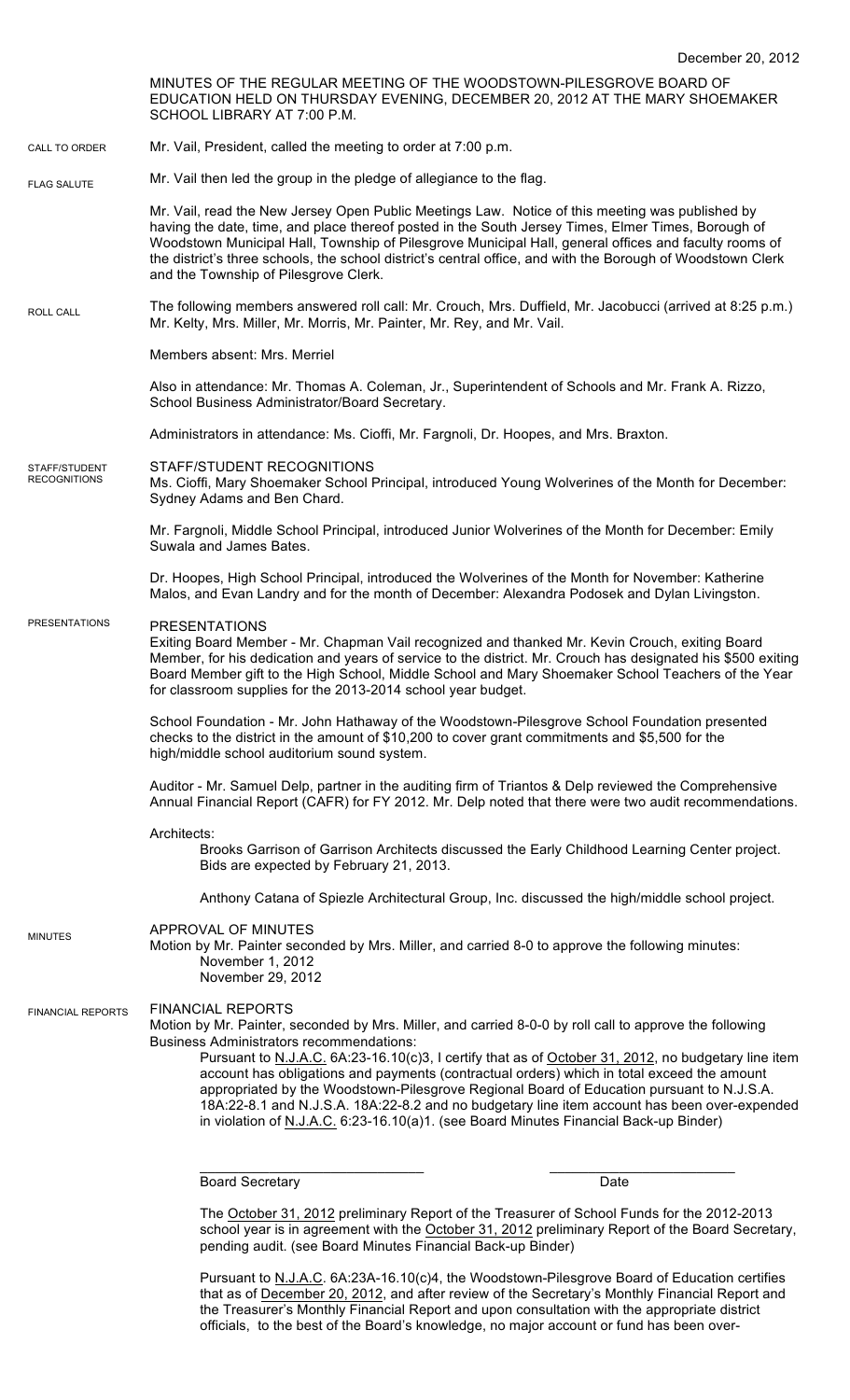December 20, 2012

MINUTES OF THE REGULAR MEETING OF THE WOODSTOWN-PILESGROVE BOARD OF EDUCATION HELD ON THURSDAY EVENING, DECEMBER 20, 2012 AT THE MARY SHOEMAKER SCHOOL LIBRARY AT 7:00 P.M.

CALL TO ORDER

Mr. Vail, President, called the meeting to order at 7:00 p.m.

FLAG SALUTE

Mr. Vail then led the group in the pledge of allegiance to the flag.

Mr. Vail, read the New Jersey Open Public Meetings Law. Notice of this meeting was published by having the date, time, and place thereof posted in the South Jersey Times, Elmer Times, Borough of Woodstown Municipal Hall, Township of Pilesgrove Municipal Hall, general offices and faculty rooms of the district's three schools, the school district's central office, and with the Borough of Woodstown Clerk and the Township of Pilesgrove Clerk.

ROLL CALL

The following members answered roll call: Mr. Crouch, Mrs. Duffield, Mr. Jacobucci (arrived at 8:25 p.m.) Mr. Kelty, Mrs. Miller, Mr. Morris, Mr. Painter, Mr. Rey, and Mr. Vail.

Members absent: Mrs. Merriel

Also in attendance: Mr. Thomas A. Coleman, Jr., Superintendent of Schools and Mr. Frank A. Rizzo, School Business Administrator/Board Secretary.

Administrators in attendance: Ms. Cioffi, Mr. Fargnoli, Dr. Hoopes, and Mrs. Braxton.

STAFF/STUDENT RECOGNITIONS

STAFF/STUDENT RECOGNITIONS

Ms. Cioffi, Mary Shoemaker School Principal, introduced Young Wolverines of the Month for December: Sydney Adams and Ben Chard.

Mr. Fargnoli, Middle School Principal, introduced Junior Wolverines of the Month for December: Emily Suwala and James Bates.

Dr. Hoopes, High School Principal, introduced the Wolverines of the Month for November: Katherine Malos, and Evan Landry and for the month of December: Alexandra Podosek and Dylan Livingston.

PRESENTATIONS

PRESENTATIONS

Exiting Board Member - Mr. Chapman Vail recognized and thanked Mr. Kevin Crouch, exiting Board Member, for his dedication and years of service to the district. Mr. Crouch has designated his $500 exiting Board Member gift to the High School, Middle School and Mary Shoemaker School Teachers of the Year for classroom supplies for the 2013-2014 school year budget.

School Foundation - Mr. John Hathaway of the Woodstown-Pilesgrove School Foundation presented checks to the district in the amount of $10,200 to cover grant commitments and $5,500 for the high/middle school auditorium sound system.

Auditor - Mr. Samuel Delp, partner in the auditing firm of Triantos & Delp reviewed the Comprehensive Annual Financial Report (CAFR) for FY 2012. Mr. Delp noted that there were two audit recommendations.

Architects:

Brooks Garrison of Garrison Architects discussed the Early Childhood Learning Center project. Bids are expected by February 21, 2013.

Anthony Catana of Spiezle Architectural Group, Inc. discussed the high/middle school project.

MINUTES

APPROVAL OF MINUTES

Motion by Mr. Painter seconded by Mrs. Miller, and carried 8-0 to approve the following minutes:
November 1, 2012
November 29, 2012

FINANCIAL REPORTS

FINANCIAL REPORTS

Motion by Mr. Painter, seconded by Mrs. Miller, and carried 8-0-0 by roll call to approve the following Business Administrators recommendations:

Pursuant to N.J.A.C. 6A:23-16.10(c)3, I certify that as of October 31, 2012, no budgetary line item account has obligations and payments (contractual orders) which in total exceed the amount appropriated by the Woodstown-Pilesgrove Regional Board of Education pursuant to N.J.S.A. 18A:22-8.1 and N.J.S.A. 18A:22-8.2 and no budgetary line item account has been over-expended in violation of N.J.A.C. 6:23-16.10(a)1. (see Board Minutes Financial Back-up Binder)

\_\_\_\_\_\_\_\_\_\_\_\_\_\_\_\_\_\_\_\_\_\_\_\_\_\_\_\_ \_\_\_\_\_\_\_\_\_\_\_\_\_\_\_\_\_\_\_\_\_\_\_\_
Board Secretary Date

The October 31, 2012 preliminary Report of the Treasurer of School Funds for the 2012-2013 school year is in agreement with the October 31, 2012 preliminary Report of the Board Secretary, pending audit. (see Board Minutes Financial Back-up Binder)

Pursuant to N.J.A.C. 6A:23A-16.10(c)4, the Woodstown-Pilesgrove Board of Education certifies that as of December 20, 2012, and after review of the Secretary's Monthly Financial Report and the Treasurer's Monthly Financial Report and upon consultation with the appropriate district officials, to the best of the Board's knowledge, no major account or fund has been over-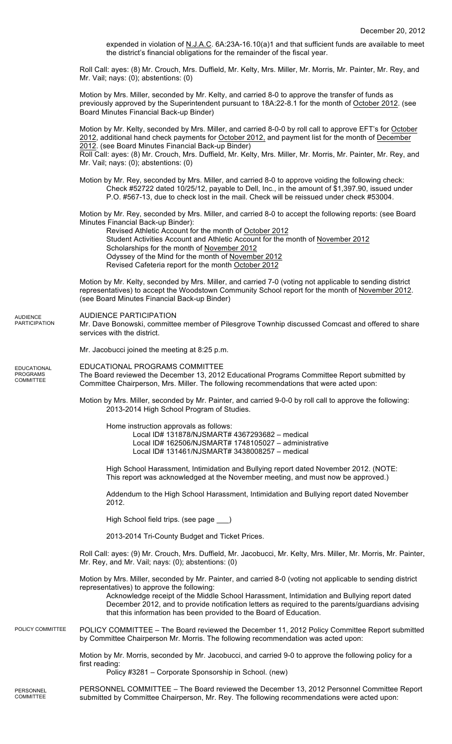expended in violation of N.J.A.C. 6A:23A-16.10(a)1 and that sufficient funds are available to meet the district's financial obligations for the remainder of the fiscal year.

Roll Call: ayes: (8) Mr. Crouch, Mrs. Duffield, Mr. Kelty, Mrs. Miller, Mr. Morris, Mr. Painter, Mr. Rey, and Mr. Vail; nays: (0); abstentions: (0)

Motion by Mrs. Miller, seconded by Mr. Kelty, and carried 8-0 to approve the transfer of funds as previously approved by the Superintendent pursuant to 18A:22-8.1 for the month of October 2012. (see Board Minutes Financial Back-up Binder)

Motion by Mr. Kelty, seconded by Mrs. Miller, and carried 8-0-0 by roll call to approve EFT's for October 2012, additional hand check payments for October 2012, and payment list for the month of December 2012. (see Board Minutes Financial Back-up Binder)
Roll Call: ayes: (8) Mr. Crouch, Mrs. Duffield, Mr. Kelty, Mrs. Miller, Mr. Morris, Mr. Painter, Mr. Rey, and Mr. Vail; nays: (0); abstentions: (0)

Motion by Mr. Rey, seconded by Mrs. Miller, and carried 8-0 to approve voiding the following check:
Check #52722 dated 10/25/12, payable to Dell, Inc., in the amount of $1,397.90, issued under P.O. #567-13, due to check lost in the mail. Check will be reissued under check #53004.

Motion by Mr. Rey, seconded by Mrs. Miller, and carried 8-0 to accept the following reports: (see Board Minutes Financial Back-up Binder):
Revised Athletic Account for the month of October 2012
Student Activities Account and Athletic Account for the month of November 2012
Scholarships for the month of November 2012
Odyssey of the Mind for the month of November 2012
Revised Cafeteria report for the month October 2012

Motion by Mr. Kelty, seconded by Mrs. Miller, and carried 7-0 (voting not applicable to sending district representatives) to accept the Woodstown Community School report for the month of November 2012. (see Board Minutes Financial Back-up Binder)

AUDIENCE PARTICIPATION

AUDIENCE PARTICIPATION
Mr. Dave Bonowski, committee member of Pilesgrove Townhip discussed Comcast and offered to share services with the district.

Mr. Jacobucci joined the meeting at 8:25 p.m.

EDUCATIONAL PROGRAMS COMMITTEE

EDUCATIONAL PROGRAMS COMMITTEE
The Board reviewed the December 13, 2012 Educational Programs Committee Report submitted by Committee Chairperson, Mrs. Miller. The following recommendations that were acted upon:

Motion by Mrs. Miller, seconded by Mr. Painter, and carried 9-0-0 by roll call to approve the following:
2013-2014 High School Program of Studies.

Home instruction approvals as follows:
Local ID# 131878/NJSMART# 4367293682 – medical
Local ID# 162506/NJSMART# 1748105027 – administrative
Local ID# 131461/NJSMART# 3438008257 – medical

High School Harassment, Intimidation and Bullying report dated November 2012. (NOTE: This report was acknowledged at the November meeting, and must now be approved.)

Addendum to the High School Harassment, Intimidation and Bullying report dated November 2012.

High School field trips. (see page ___)

2013-2014 Tri-County Budget and Ticket Prices.

Roll Call: ayes: (9) Mr. Crouch, Mrs. Duffield, Mr. Jacobucci, Mr. Kelty, Mrs. Miller, Mr. Morris, Mr. Painter, Mr. Rey, and Mr. Vail; nays: (0); abstentions: (0)

Motion by Mrs. Miller, seconded by Mr. Painter, and carried 8-0 (voting not applicable to sending district representatives) to approve the following:
Acknowledge receipt of the Middle School Harassment, Intimidation and Bullying report dated December 2012, and to provide notification letters as required to the parents/guardians advising that this information has been provided to the Board of Education.

POLICY COMMITTEE

POLICY COMMITTEE – The Board reviewed the December 11, 2012 Policy Committee Report submitted by Committee Chairperson Mr. Morris. The following recommendation was acted upon:

Motion by Mr. Morris, seconded by Mr. Jacobucci, and carried 9-0 to approve the following policy for a first reading:
Policy #3281 – Corporate Sponsorship in School. (new)

PERSONNEL COMMITTEE

PERSONNEL COMMITTEE – The Board reviewed the December 13, 2012 Personnel Committee Report submitted by Committee Chairperson, Mr. Rey. The following recommendations were acted upon: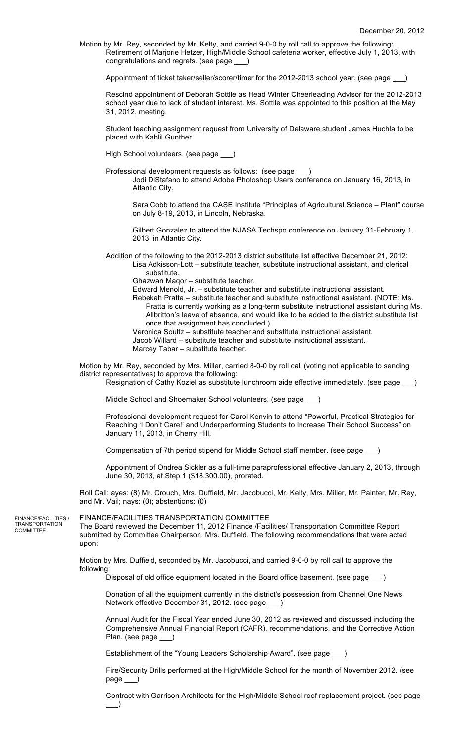December 20, 2012

Motion by Mr. Rey, seconded by Mr. Kelty, and carried 9-0-0 by roll call to approve the following:

Retirement of Marjorie Hetzer, High/Middle School cafeteria worker, effective July 1, 2013, with congratulations and regrets. (see page ___)

Appointment of ticket taker/seller/scorer/timer for the 2012-2013 school year. (see page ___)

Rescind appointment of Deborah Sottile as Head Winter Cheerleading Advisor for the 2012-2013 school year due to lack of student interest. Ms. Sottile was appointed to this position at the May 31, 2012, meeting.

Student teaching assignment request from University of Delaware student James Huchla to be placed with Kahlil Gunther

High School volunteers. (see page ___)

Professional development requests as follows: (see page ___)

- Jodi DiStafano to attend Adobe Photoshop Users conference on January 16, 2013, in Atlantic City.
- Sara Cobb to attend the CASE Institute "Principles of Agricultural Science – Plant" course on July 8-19, 2013, in Lincoln, Nebraska.
- Gilbert Gonzalez to attend the NJASA Techspo conference on January 31-February 1, 2013, in Atlantic City.

Addition of the following to the 2012-2013 district substitute list effective December 21, 2012:

- Lisa Adkisson-Lott – substitute teacher, substitute instructional assistant, and clerical substitute.
- Ghazwan Maqor – substitute teacher.
- Edward Menold, Jr. – substitute teacher and substitute instructional assistant.
- Rebekah Pratta – substitute teacher and substitute instructional assistant. (NOTE: Ms. Pratta is currently working as a long-term substitute instructional assistant during Ms. Allbritton's leave of absence, and would like to be added to the district substitute list once that assignment has concluded.)
- Veronica Soultz – substitute teacher and substitute instructional assistant.
- Jacob Willard – substitute teacher and substitute instructional assistant.
- Marcey Tabar – substitute teacher.

Motion by Mr. Rey, seconded by Mrs. Miller, carried 8-0-0 by roll call (voting not applicable to sending district representatives) to approve the following:

Resignation of Cathy Koziel as substitute lunchroom aide effective immediately. (see page ___)

Middle School and Shoemaker School volunteers. (see page ___)

Professional development request for Carol Kenvin to attend "Powerful, Practical Strategies for Reaching 'I Don't Care!' and Underperforming Students to Increase Their School Success" on January 11, 2013, in Cherry Hill.

Compensation of 7th period stipend for Middle School staff member. (see page ___)

Appointment of Ondrea Sickler as a full-time paraprofessional effective January 2, 2013, through June 30, 2013, at Step 1 ($18,300.00), prorated.

Roll Call: ayes: (8) Mr. Crouch, Mrs. Duffield, Mr. Jacobucci, Mr. Kelty, Mrs. Miller, Mr. Painter, Mr. Rey, and Mr. Vail; nays: (0); abstentions: (0)

## FINANCE/FACILITIES TRANSPORTATION COMMITTEE

The Board reviewed the December 11, 2012 Finance /Facilities/ Transportation Committee Report submitted by Committee Chairperson, Mrs. Duffield. The following recommendations that were acted upon:

Motion by Mrs. Duffield, seconded by Mr. Jacobucci, and carried 9-0-0 by roll call to approve the following:

Disposal of old office equipment located in the Board office basement. (see page ___)

Donation of all the equipment currently in the district's possession from Channel One News Network effective December 31, 2012. (see page ___)

Annual Audit for the Fiscal Year ended June 30, 2012 as reviewed and discussed including the Comprehensive Annual Financial Report (CAFR), recommendations, and the Corrective Action Plan. (see page ___)

Establishment of the "Young Leaders Scholarship Award". (see page ___)

Fire/Security Drills performed at the High/Middle School for the month of November 2012. (see page ___)

Contract with Garrison Architects for the High/Middle School roof replacement project. (see page ___)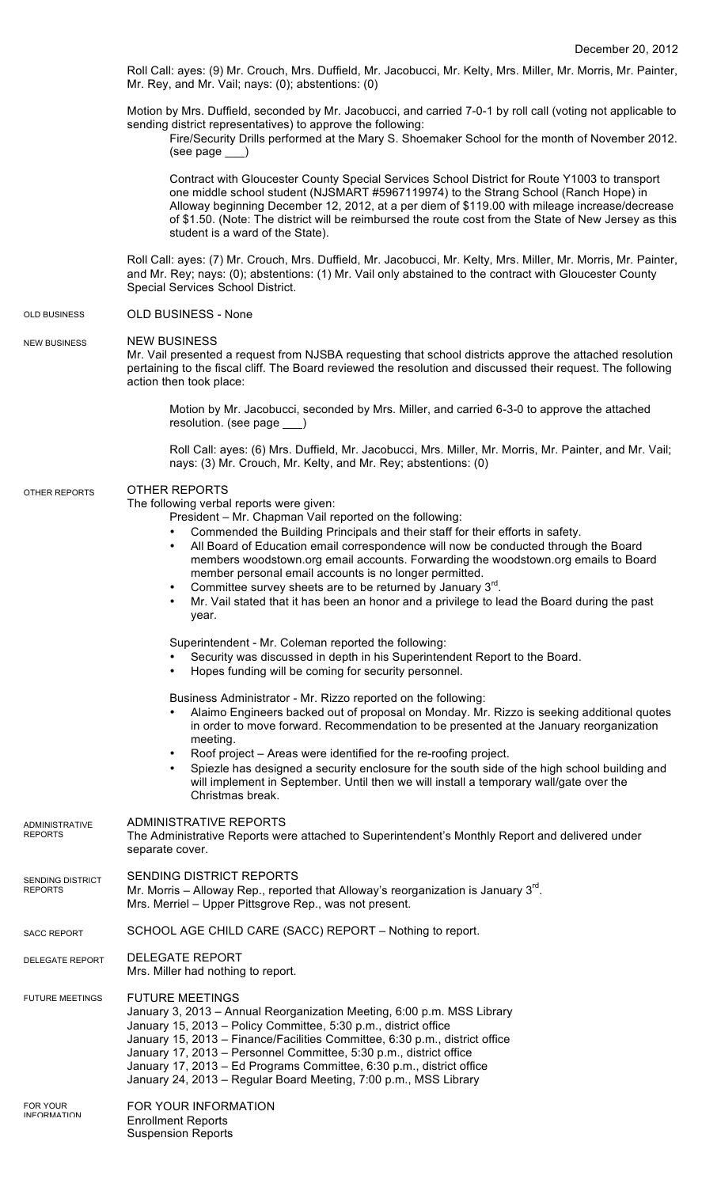December 20, 2012

Roll Call: ayes: (9) Mr. Crouch, Mrs. Duffield, Mr. Jacobucci, Mr. Kelty, Mrs. Miller, Mr. Morris, Mr. Painter, Mr. Rey, and Mr. Vail; nays: (0); abstentions: (0)

Motion by Mrs. Duffield, seconded by Mr. Jacobucci, and carried 7-0-1 by roll call (voting not applicable to sending district representatives) to approve the following:

> Fire/Security Drills performed at the Mary S. Shoemaker School for the month of November 2012. (see page ___)
>
> Contract with Gloucester County Special Services School District for Route Y1003 to transport one middle school student (NJSMART #5967119974) to the Strang School (Ranch Hope) in Alloway beginning December 12, 2012, at a per diem of $119.00 with mileage increase/decrease of $1.50. (Note: The district will be reimbursed the route cost from the State of New Jersey as this student is a ward of the State).

Roll Call: ayes: (7) Mr. Crouch, Mrs. Duffield, Mr. Jacobucci, Mr. Kelty, Mrs. Miller, Mr. Morris, Mr. Painter, and Mr. Rey; nays: (0); abstentions: (1) Mr. Vail only abstained to the contract with Gloucester County Special Services School District.

## OLD BUSINESS

OLD BUSINESS - None

## NEW BUSINESS

NEW BUSINESS
Mr. Vail presented a request from NJSBA requesting that school districts approve the attached resolution pertaining to the fiscal cliff. The Board reviewed the resolution and discussed their request. The following action then took place:

> Motion by Mr. Jacobucci, seconded by Mrs. Miller, and carried 6-3-0 to approve the attached resolution. (see page ___)
>
> Roll Call: ayes: (6) Mrs. Duffield, Mr. Jacobucci, Mrs. Miller, Mr. Morris, Mr. Painter, and Mr. Vail; nays: (3) Mr. Crouch, Mr. Kelty, and Mr. Rey; abstentions: (0)

## OTHER REPORTS

OTHER REPORTS
The following verbal reports were given:

President – Mr. Chapman Vail reported on the following:

- Commended the Building Principals and their staff for their efforts in safety.
- All Board of Education email correspondence will now be conducted through the Board members woodstown.org email accounts. Forwarding the woodstown.org emails to Board member personal email accounts is no longer permitted.
- Committee survey sheets are to be returned by January 3rd.
- Mr. Vail stated that it has been an honor and a privilege to lead the Board during the past year.

Superintendent - Mr. Coleman reported the following:

- Security was discussed in depth in his Superintendent Report to the Board.
- Hopes funding will be coming for security personnel.

Business Administrator - Mr. Rizzo reported on the following:

- Alaimo Engineers backed out of proposal on Monday. Mr. Rizzo is seeking additional quotes in order to move forward. Recommendation to be presented at the January reorganization meeting.
- Roof project – Areas were identified for the re-roofing project.
- Spiezle has designed a security enclosure for the south side of the high school building and will implement in September. Until then we will install a temporary wall/gate over the Christmas break.

## ADMINISTRATIVE REPORTS

ADMINISTRATIVE REPORTS
The Administrative Reports were attached to Superintendent's Monthly Report and delivered under separate cover.

## SENDING DISTRICT REPORTS

SENDING DISTRICT REPORTS
Mr. Morris – Alloway Rep., reported that Alloway's reorganization is January 3rd.
Mrs. Merriel – Upper Pittsgrove Rep., was not present.

## SACC REPORT

SCHOOL AGE CHILD CARE (SACC) REPORT – Nothing to report.

## DELEGATE REPORT

DELEGATE REPORT
Mrs. Miller had nothing to report.

## FUTURE MEETINGS

FUTURE MEETINGS
January 3, 2013 – Annual Reorganization Meeting, 6:00 p.m. MSS Library
January 15, 2013 – Policy Committee, 5:30 p.m., district office
January 15, 2013 – Finance/Facilities Committee, 6:30 p.m., district office
January 17, 2013 – Personnel Committee, 5:30 p.m., district office
January 17, 2013 – Ed Programs Committee, 6:30 p.m., district office
January 24, 2013 – Regular Board Meeting, 7:00 p.m., MSS Library

## FOR YOUR INFORMATION

FOR YOUR INFORMATION
Enrollment Reports
Suspension Reports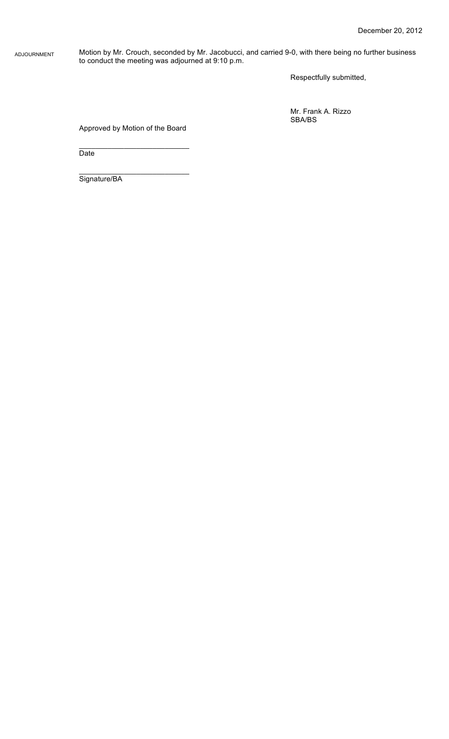December 20, 2012

ADJOURNMENT

Motion by Mr. Crouch, seconded by Mr. Jacobucci, and carried 9-0, with there being no further business to conduct the meeting was adjourned at 9:10 p.m.

Respectfully submitted,

Mr. Frank A. Rizzo
SBA/BS

Approved by Motion of the Board

\_\_\_\_\_\_\_\_\_\_\_\_\_\_\_\_\_\_\_\_\_\_\_\_\_\_\_\_
Date

\_\_\_\_\_\_\_\_\_\_\_\_\_\_\_\_\_\_\_\_\_\_\_\_\_\_\_\_
Signature/BA